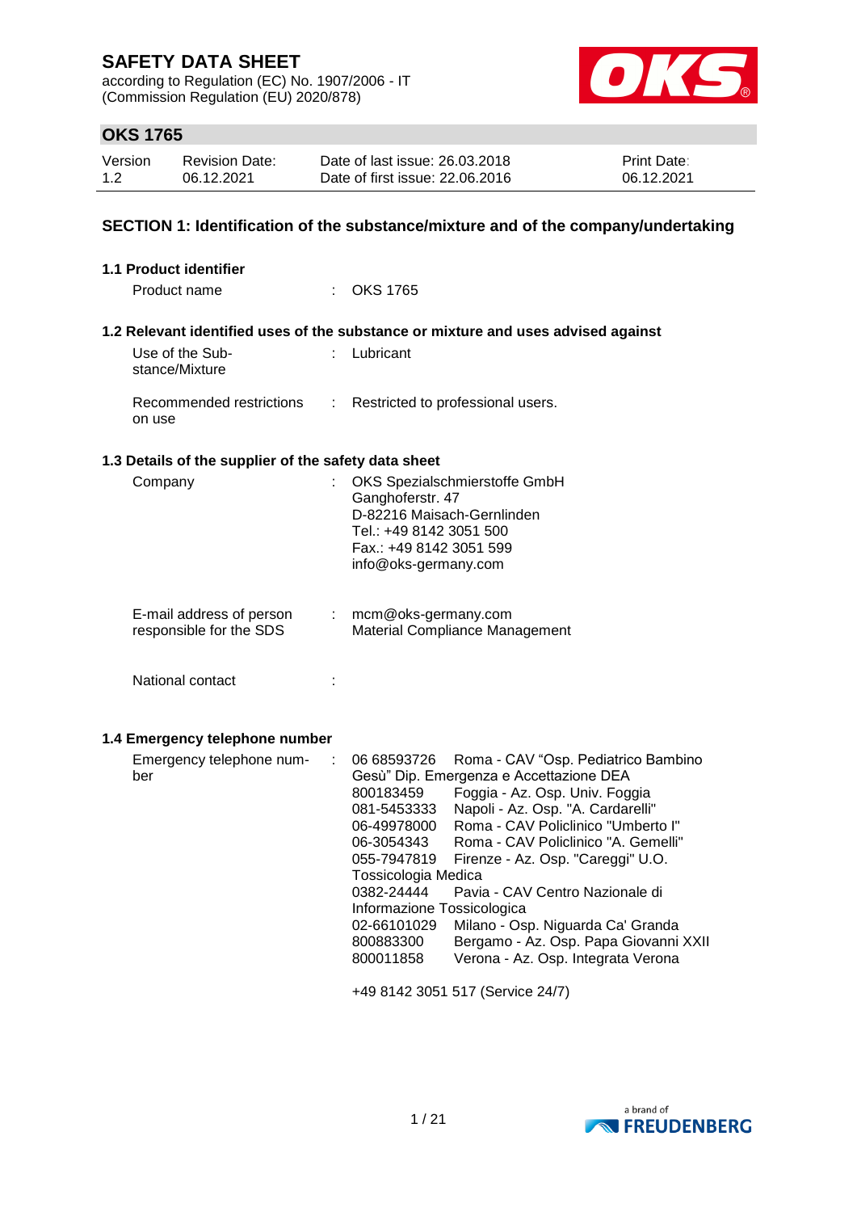# SAFETY DATA SHEET

according to Regulation (EC) No. 1907/2006 - IT
(Commission Regulation (EU) 2020/878)

## OKS 1765

| Version | Revision Date: | Date of last issue: 26.03.2018 | Print Date: |
|---|---|---|---|
| 1.2 | 06.12.2021 | Date of first issue: 22.06.2016 | 06.12.2021 |

### SECTION 1: Identification of the substance/mixture and of the company/undertaking

**1.1 Product identifier**

Product name : OKS 1765

**1.2 Relevant identified uses of the substance or mixture and uses advised against**

Use of the Substance/Mixture : Lubricant

Recommended restrictions on use : Restricted to professional users.

**1.3 Details of the supplier of the safety data sheet**

Company : OKS Spezialschmierstoffe GmbH
Ganghoferstr. 47
D-82216 Maisach-Gernlinden
Tel.: +49 8142 3051 500
Fax.: +49 8142 3051 599
info@oks-germany.com

E-mail address of person responsible for the SDS : mcm@oks-germany.com
Material Compliance Management

National contact :

**1.4 Emergency telephone number**

Emergency telephone number :

06 68593726 Roma - CAV “Osp. Pediatrico Bambino Gesù” Dip. Emergenza e Accettazione DEA
800183459 Foggia - Az. Osp. Univ. Foggia
081-5453333 Napoli - Az. Osp. "A. Cardarelli"
06-49978000 Roma - CAV Policlinico "Umberto I"
06-3054343 Roma - CAV Policlinico "A. Gemelli"
055-7947819 Firenze - Az. Osp. "Careggi" U.O. Tossicologia Medica
0382-24444 Pavia - CAV Centro Nazionale di Informazione Tossicologica
02-66101029 Milano - Osp. Niguarda Ca' Granda
800883300 Bergamo - Az. Osp. Papa Giovanni XXII
800011858 Verona - Az. Osp. Integrata Verona

+49 8142 3051 517 (Service 24/7)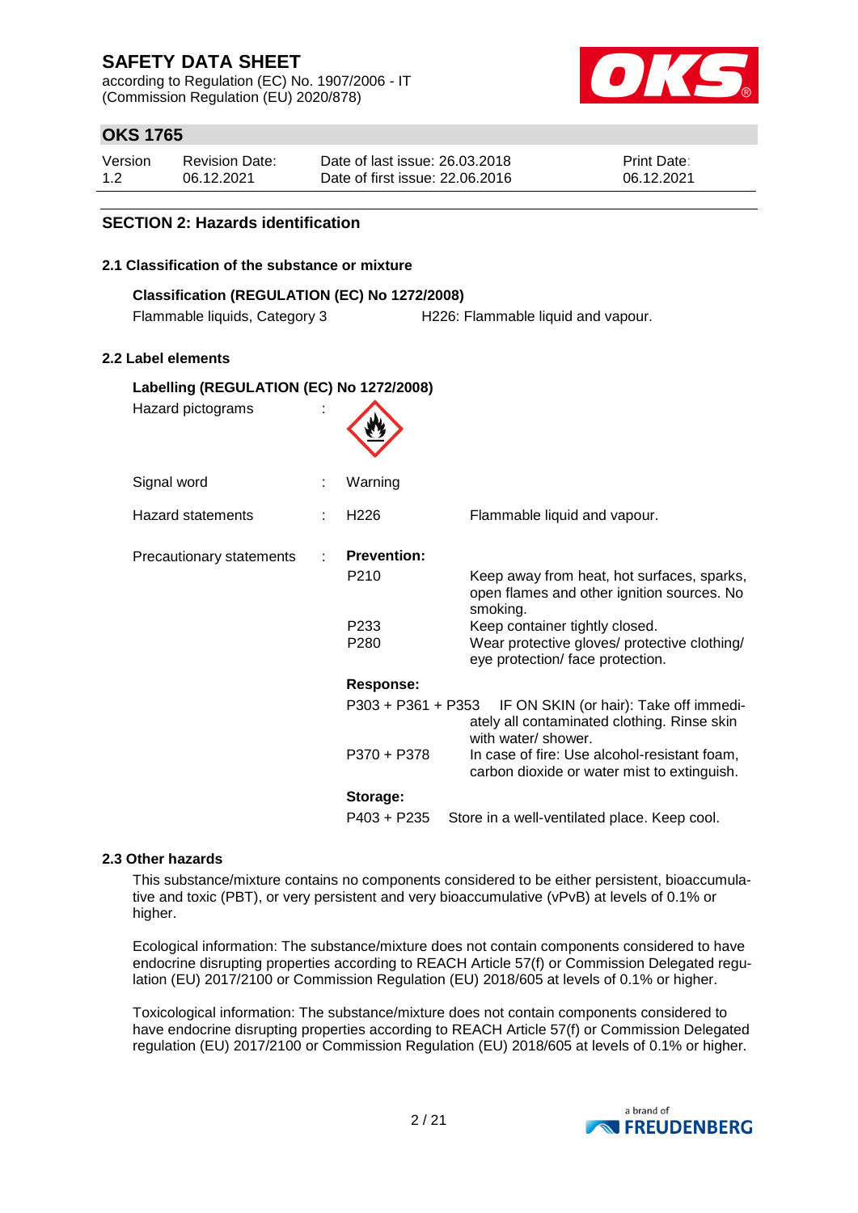## SECTION 2: Hazards identification

### 2.1 Classification of the substance or mixture

**Classification (REGULATION (EC) No 1272/2008)**

| | |
|---|---|
| Flammable liquids, Category 3 | H226: Flammable liquid and vapour. |

### 2.2 Label elements

**Labelling (REGULATION (EC) No 1272/2008)**

Hazard pictograms :

Signal word : Warning

Hazard statements : H226 Flammable liquid and vapour.

Precautionary statements :

**Prevention:**

| | |
|---|---|
| P210 | Keep away from heat, hot surfaces, sparks, open flames and other ignition sources. No smoking. |
| P233 | Keep container tightly closed. |
| P280 | Wear protective gloves/ protective clothing/ eye protection/ face protection. |

**Response:**

| | |
|---|---|
| P303 + P361 + P353 | IF ON SKIN (or hair): Take off immediately all contaminated clothing. Rinse skin with water/ shower. |
| P370 + P378 | In case of fire: Use alcohol-resistant foam, carbon dioxide or water mist to extinguish. |

**Storage:**

| | |
|---|---|
| P403 + P235 | Store in a well-ventilated place. Keep cool. |

### 2.3 Other hazards

This substance/mixture contains no components considered to be either persistent, bioaccumulative and toxic (PBT), or very persistent and very bioaccumulative (vPvB) at levels of 0.1% or higher.

Ecological information: The substance/mixture does not contain components considered to have endocrine disrupting properties according to REACH Article 57(f) or Commission Delegated regulation (EU) 2017/2100 or Commission Regulation (EU) 2018/605 at levels of 0.1% or higher.

Toxicological information: The substance/mixture does not contain components considered to have endocrine disrupting properties according to REACH Article 57(f) or Commission Delegated regulation (EU) 2017/2100 or Commission Regulation (EU) 2018/605 at levels of 0.1% or higher.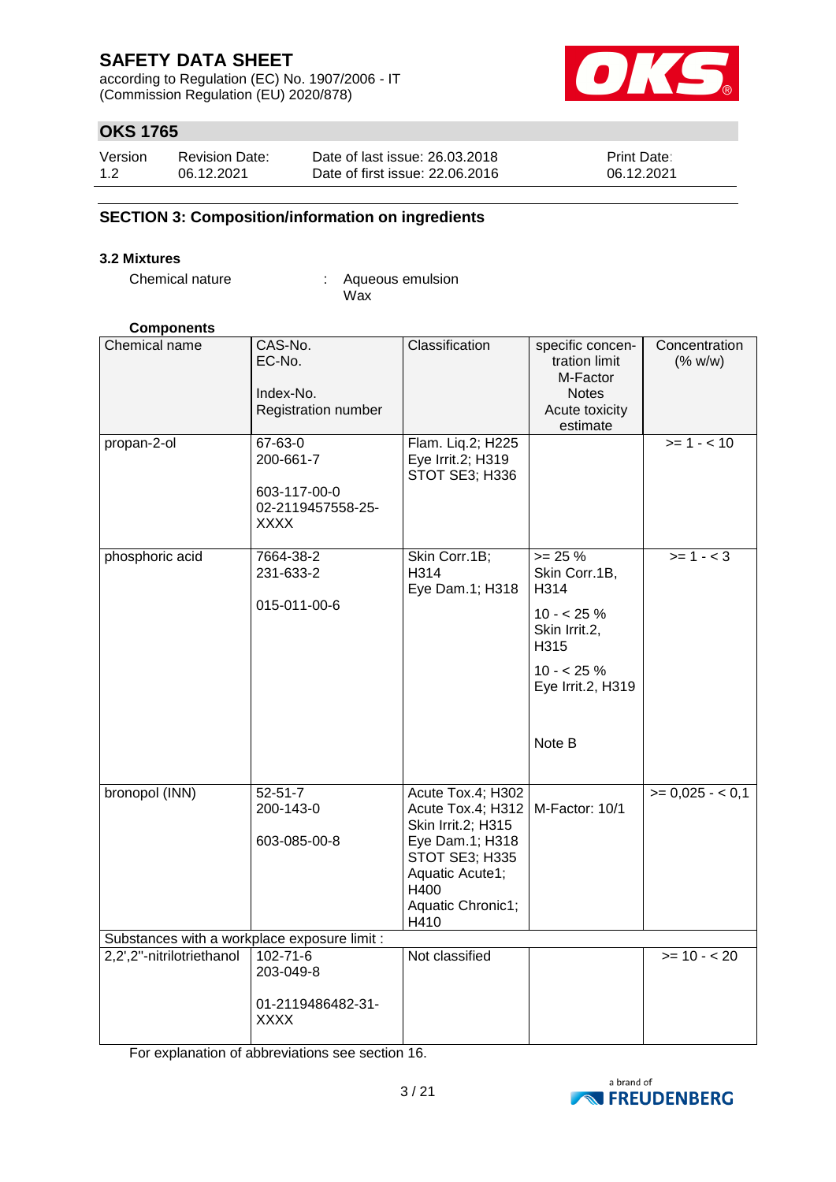## SECTION 3: Composition/information on ingredients

### 3.2 Mixtures

Chemical nature : Aqueous emulsion
Wax

**Components**

| Chemical name | CAS-No.<br>EC-No.<br><br>Index-No.<br>Registration number | Classification | specific concentration limit<br>M-Factor<br>Notes<br>Acute toxicity estimate | Concentration (% w/w) |
|---|---|---|---|---|
| propan-2-ol | 67-63-0<br>200-661-7<br><br>603-117-00-0<br>02-2119457558-25-XXXX | Flam. Liq.2; H225<br>Eye Irrit.2; H319<br>STOT SE3; H336 | | >= 1 - < 10 |
| phosphoric acid | 7664-38-2<br>231-633-2<br><br>015-011-00-6 | Skin Corr.1B; H314<br>Eye Dam.1; H318 | >= 25 %<br>Skin Corr.1B, H314<br>10 - < 25 %<br>Skin Irrit.2, H315<br>10 - < 25 %<br>Eye Irrit.2, H319<br><br>Note B | >= 1 - < 3 |
| bronopol (INN) | 52-51-7<br>200-143-0<br><br>603-085-00-8 | Acute Tox.4; H302<br>Acute Tox.4; H312<br>Skin Irrit.2; H315<br>Eye Dam.1; H318<br>STOT SE3; H335<br>Aquatic Acute1; H400<br>Aquatic Chronic1; H410 | M-Factor: 10/1 | >= 0,025 - < 0,1 |
| Substances with a workplace exposure limit : | | | | |
| 2,2',2''-nitrilotriethanol | 102-71-6<br>203-049-8<br><br>01-2119486482-31-XXXX | Not classified | | >= 10 - < 20 |

For explanation of abbreviations see section 16.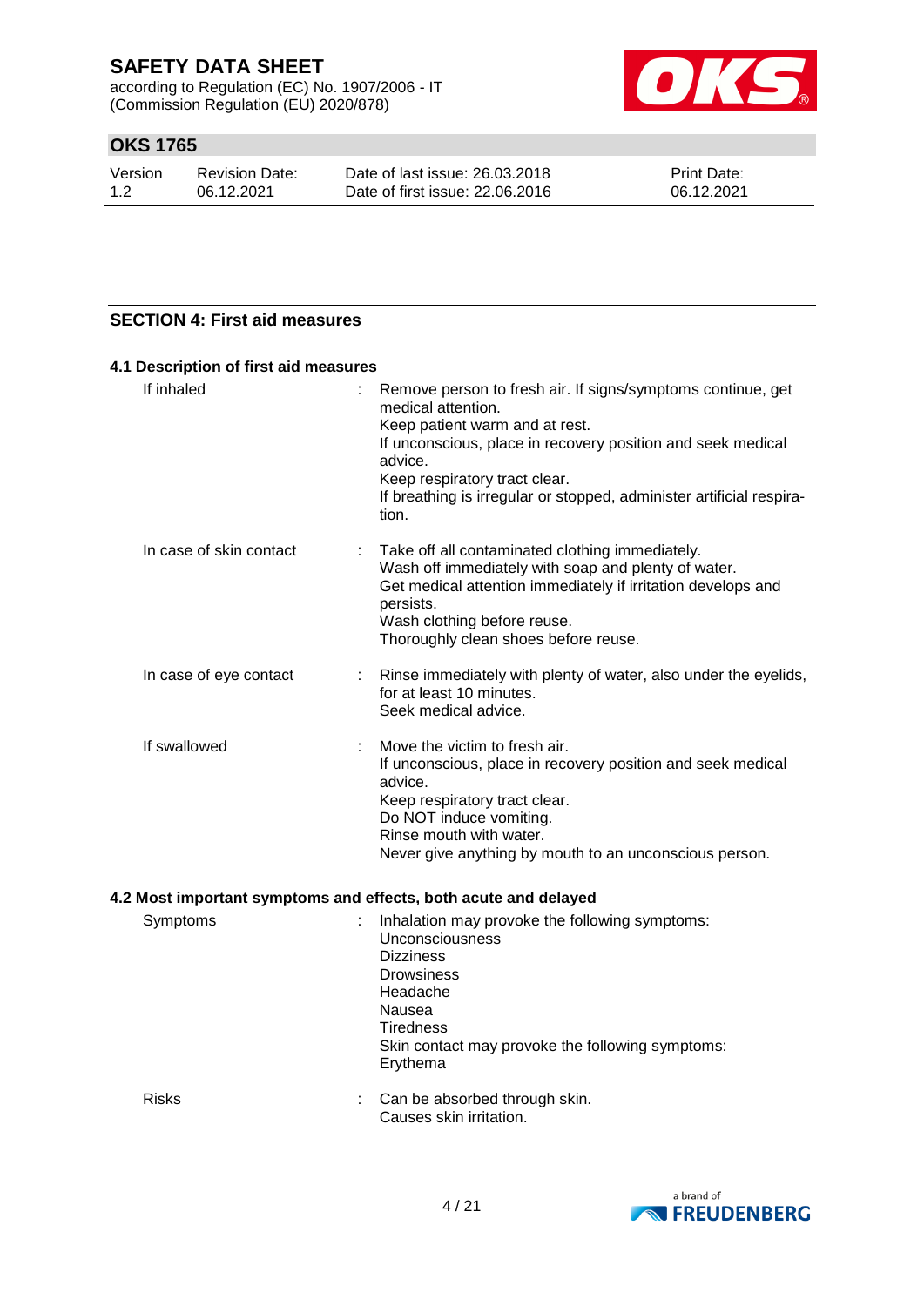## SECTION 4: First aid measures

### 4.1 Description of first aid measures

| | |
|---|---|
| If inhaled | Remove person to fresh air. If signs/symptoms continue, get medical attention.<br>Keep patient warm and at rest.<br>If unconscious, place in recovery position and seek medical advice.<br>Keep respiratory tract clear.<br>If breathing is irregular or stopped, administer artificial respiration. |
| In case of skin contact | Take off all contaminated clothing immediately.<br>Wash off immediately with soap and plenty of water.<br>Get medical attention immediately if irritation develops and persists.<br>Wash clothing before reuse.<br>Thoroughly clean shoes before reuse. |
| In case of eye contact | Rinse immediately with plenty of water, also under the eyelids, for at least 10 minutes.<br>Seek medical advice. |
| If swallowed | Move the victim to fresh air.<br>If unconscious, place in recovery position and seek medical advice.<br>Keep respiratory tract clear.<br>Do NOT induce vomiting.<br>Rinse mouth with water.<br>Never give anything by mouth to an unconscious person. |

### 4.2 Most important symptoms and effects, both acute and delayed

| | |
|---|---|
| Symptoms | Inhalation may provoke the following symptoms:<br>Unconsciousness<br>Dizziness<br>Drowsiness<br>Headache<br>Nausea<br>Tiredness<br>Skin contact may provoke the following symptoms:<br>Erythema |
| Risks | Can be absorbed through skin.<br>Causes skin irritation. |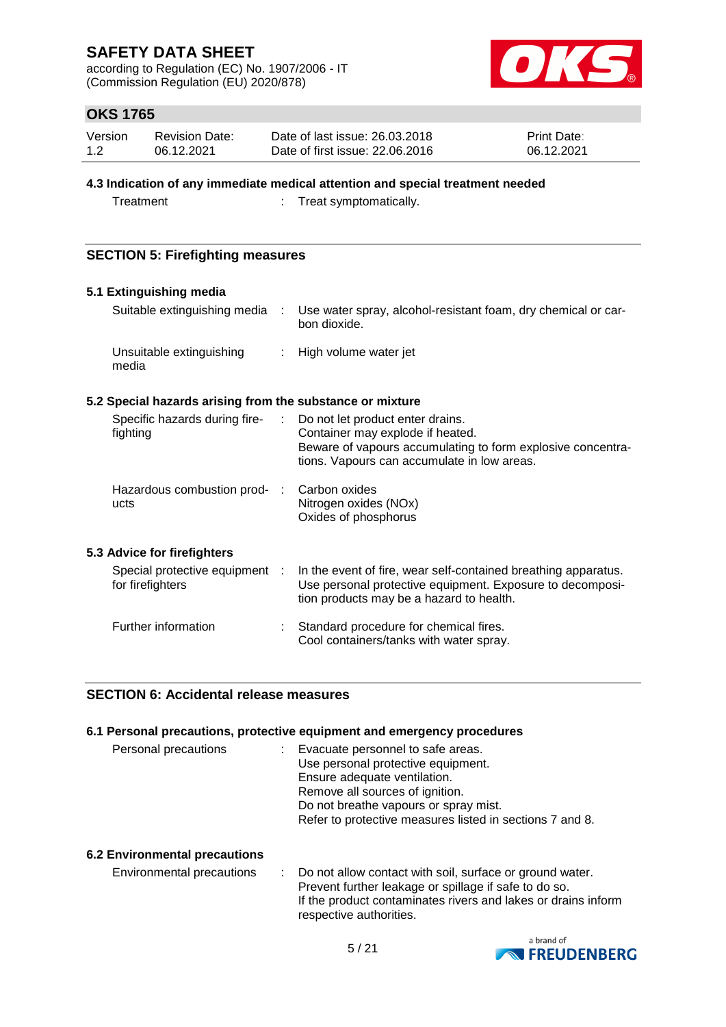### 4.3 Indication of any immediate medical attention and special treatment needed

| | |
|---|---|
| Treatment | : Treat symptomatically. |

## SECTION 5: Firefighting measures

### 5.1 Extinguishing media

| | |
|---|---|
| Suitable extinguishing media | : Use water spray, alcohol-resistant foam, dry chemical or carbon dioxide. |
| Unsuitable extinguishing media | : High volume water jet |

### 5.2 Special hazards arising from the substance or mixture

| | |
|---|---|
| Specific hazards during firefighting | : Do not let product enter drains.<br>Container may explode if heated.<br>Beware of vapours accumulating to form explosive concentrations. Vapours can accumulate in low areas. |
| Hazardous combustion products | : Carbon oxides<br>Nitrogen oxides (NOx)<br>Oxides of phosphorus |

### 5.3 Advice for firefighters

| | |
|---|---|
| Special protective equipment for firefighters | : In the event of fire, wear self-contained breathing apparatus. Use personal protective equipment. Exposure to decomposition products may be a hazard to health. |
| Further information | : Standard procedure for chemical fires.<br>Cool containers/tanks with water spray. |

## SECTION 6: Accidental release measures

### 6.1 Personal precautions, protective equipment and emergency procedures

| | |
|---|---|
| Personal precautions | : Evacuate personnel to safe areas.<br>Use personal protective equipment.<br>Ensure adequate ventilation.<br>Remove all sources of ignition.<br>Do not breathe vapours or spray mist.<br>Refer to protective measures listed in sections 7 and 8. |

### 6.2 Environmental precautions

| | |
|---|---|
| Environmental precautions | : Do not allow contact with soil, surface or ground water.<br>Prevent further leakage or spillage if safe to do so.<br>If the product contaminates rivers and lakes or drains inform respective authorities. |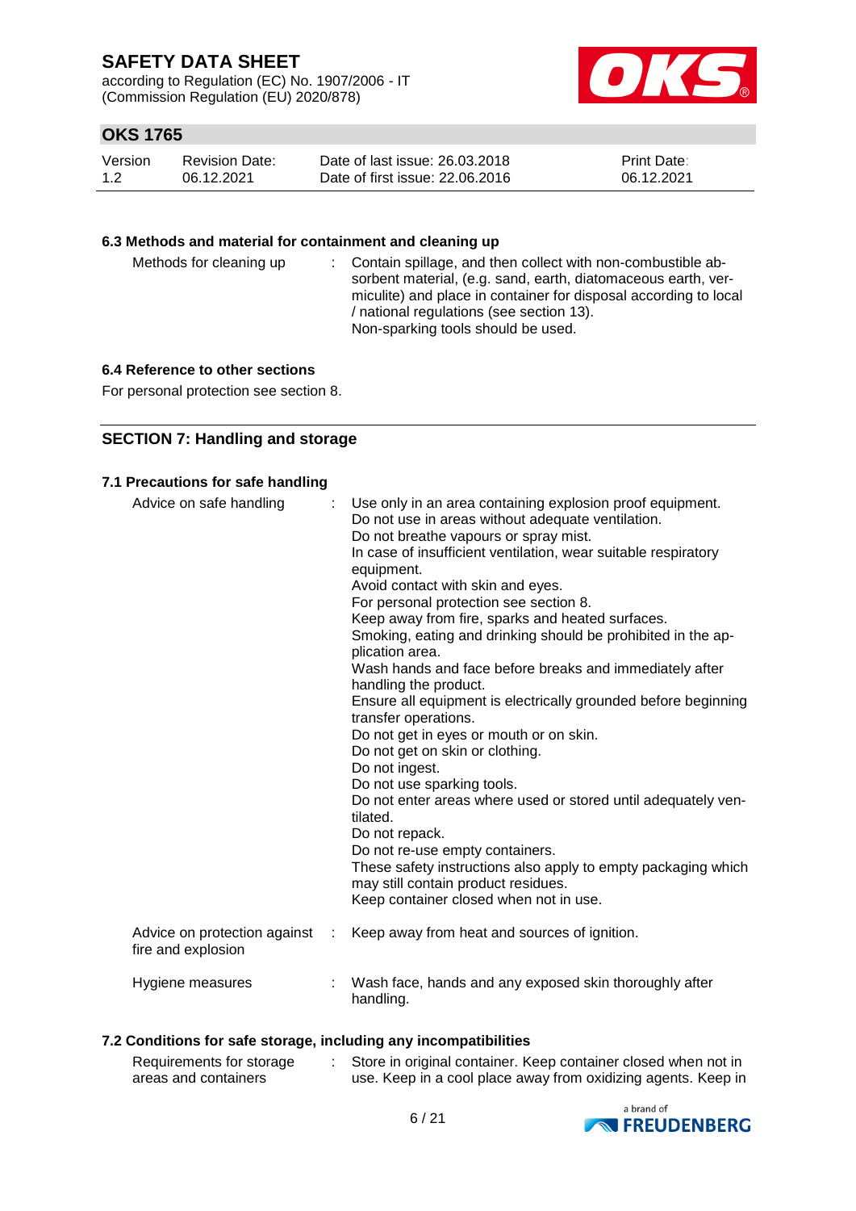### 6.3 Methods and material for containment and cleaning up

| | |
|---|---|
| Methods for cleaning up | Contain spillage, and then collect with non-combustible absorbent material, (e.g. sand, earth, diatomaceous earth, vermiculite) and place in container for disposal according to local / national regulations (see section 13).<br>Non-sparking tools should be used. |

### 6.4 Reference to other sections

For personal protection see section 8.

## SECTION 7: Handling and storage

### 7.1 Precautions for safe handling

| | |
|---|---|
| Advice on safe handling | Use only in an area containing explosion proof equipment.<br>Do not use in areas without adequate ventilation.<br>Do not breathe vapours or spray mist.<br>In case of insufficient ventilation, wear suitable respiratory equipment.<br>Avoid contact with skin and eyes.<br>For personal protection see section 8.<br>Keep away from fire, sparks and heated surfaces.<br>Smoking, eating and drinking should be prohibited in the application area.<br>Wash hands and face before breaks and immediately after handling the product.<br>Ensure all equipment is electrically grounded before beginning transfer operations.<br>Do not get in eyes or mouth or on skin.<br>Do not get on skin or clothing.<br>Do not ingest.<br>Do not use sparking tools.<br>Do not enter areas where used or stored until adequately ventilated.<br>Do not repack.<br>Do not re-use empty containers.<br>These safety instructions also apply to empty packaging which may still contain product residues.<br>Keep container closed when not in use. |
| Advice on protection against fire and explosion | Keep away from heat and sources of ignition. |
| Hygiene measures | Wash face, hands and any exposed skin thoroughly after handling. |

### 7.2 Conditions for safe storage, including any incompatibilities

| | |
|---|---|
| Requirements for storage areas and containers | Store in original container. Keep container closed when not in use. Keep in a cool place away from oxidizing agents. Keep in |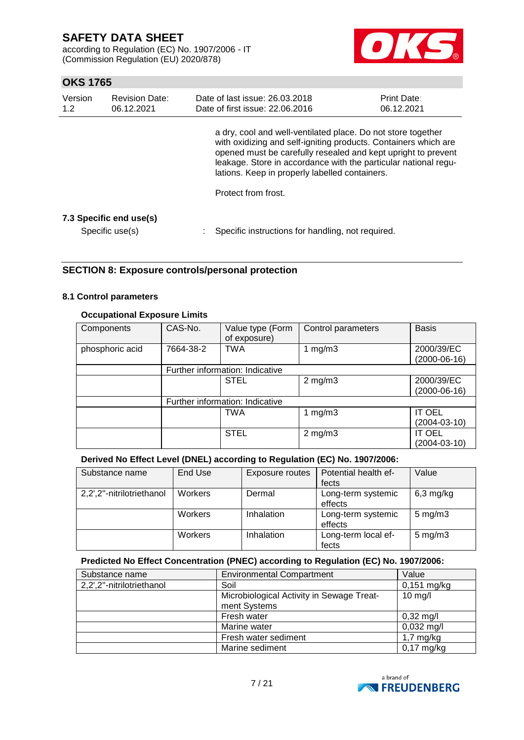a dry, cool and well-ventilated place. Do not store together with oxidizing and self-igniting products. Containers which are opened must be carefully resealed and kept upright to prevent leakage. Store in accordance with the particular national regulations. Keep in properly labelled containers.

Protect from frost.

**7.3 Specific end use(s)**

Specific use(s) : Specific instructions for handling, not required.

## SECTION 8: Exposure controls/personal protection

### 8.1 Control parameters

**Occupational Exposure Limits**

| Components | CAS-No. | Value type (Form of exposure) | Control parameters | Basis |
|---|---|---|---|---|
| phosphoric acid | 7664-38-2 | TWA | 1 mg/m3 | 2000/39/EC (2000-06-16) |
| | Further information: Indicative | | | |
| | | STEL | 2 mg/m3 | 2000/39/EC (2000-06-16) |
| | Further information: Indicative | | | |
| | | TWA | 1 mg/m3 | IT OEL (2004-03-10) |
| | | STEL | 2 mg/m3 | IT OEL (2004-03-10) |

**Derived No Effect Level (DNEL) according to Regulation (EC) No. 1907/2006:**

| Substance name | End Use | Exposure routes | Potential health effects | Value |
|---|---|---|---|---|
| 2,2',2''-nitrilotriethanol | Workers | Dermal | Long-term systemic effects | 6,3 mg/kg |
| | Workers | Inhalation | Long-term systemic effects | 5 mg/m3 |
| | Workers | Inhalation | Long-term local effects | 5 mg/m3 |

**Predicted No Effect Concentration (PNEC) according to Regulation (EC) No. 1907/2006:**

| Substance name | Environmental Compartment | Value |
|---|---|---|
| 2,2',2''-nitrilotriethanol | Soil | 0,151 mg/kg |
| | Microbiological Activity in Sewage Treatment Systems | 10 mg/l |
| | Fresh water | 0,32 mg/l |
| | Marine water | 0,032 mg/l |
| | Fresh water sediment | 1,7 mg/kg |
| | Marine sediment | 0,17 mg/kg |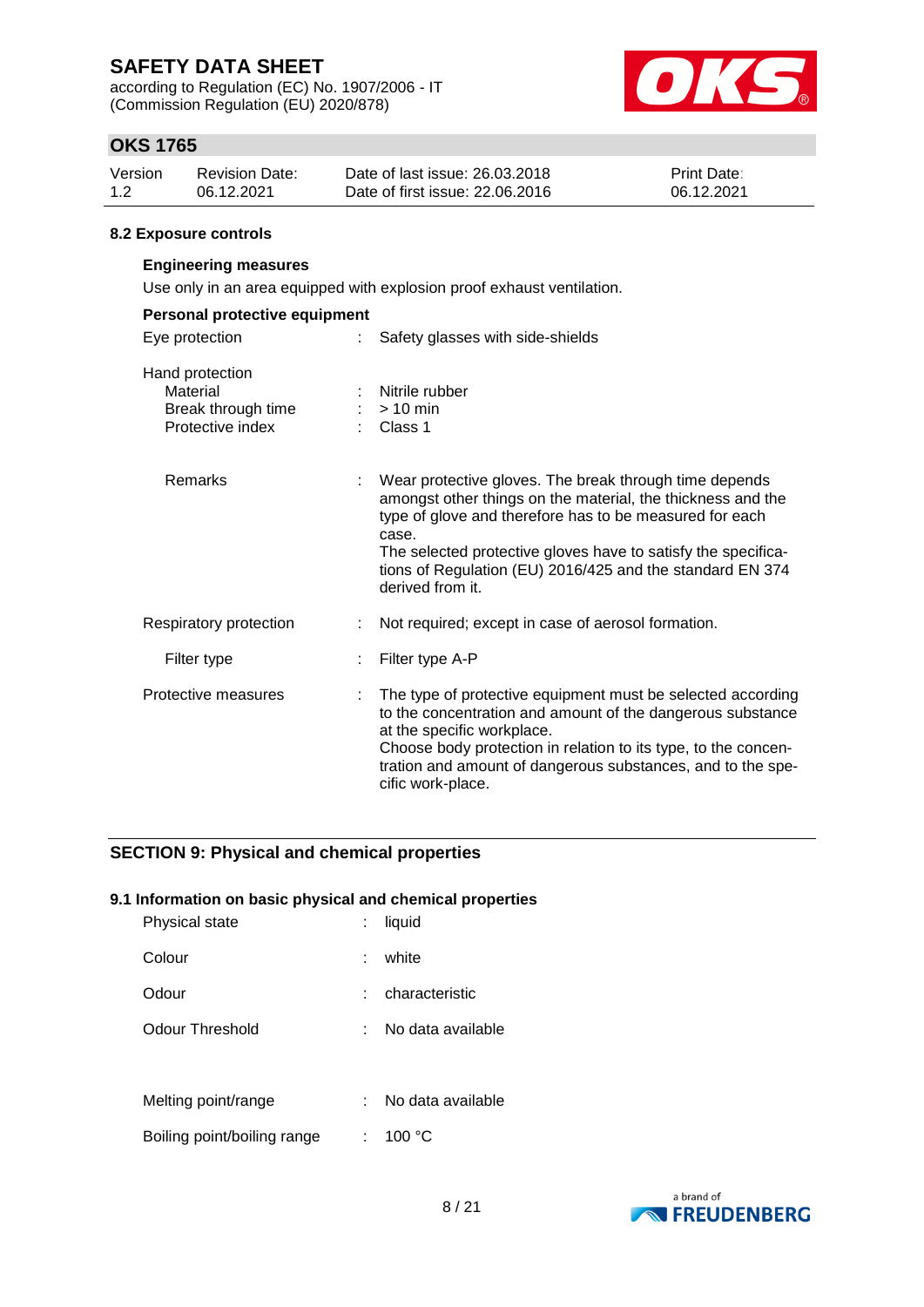### 8.2 Exposure controls

**Engineering measures**

Use only in an area equipped with explosion proof exhaust ventilation.

**Personal protective equipment**

| | |
|---|---|
| Eye protection | : Safety glasses with side-shields |
| Hand protection | |
| Material | : Nitrile rubber |
| Break through time | : > 10 min |
| Protective index | : Class 1 |
| Remarks | : Wear protective gloves. The break through time depends amongst other things on the material, the thickness and the type of glove and therefore has to be measured for each case. The selected protective gloves have to satisfy the specifications of Regulation (EU) 2016/425 and the standard EN 374 derived from it. |
| Respiratory protection | : Not required; except in case of aerosol formation. |
| Filter type | : Filter type A-P |
| Protective measures | : The type of protective equipment must be selected according to the concentration and amount of the dangerous substance at the specific workplace. Choose body protection in relation to its type, to the concentration and amount of dangerous substances, and to the specific work-place. |

## SECTION 9: Physical and chemical properties

### 9.1 Information on basic physical and chemical properties

| | |
|---|---|
| Physical state | : liquid |
| Colour | : white |
| Odour | : characteristic |
| Odour Threshold | : No data available |
| Melting point/range | : No data available |
| Boiling point/boiling range | : 100 °C |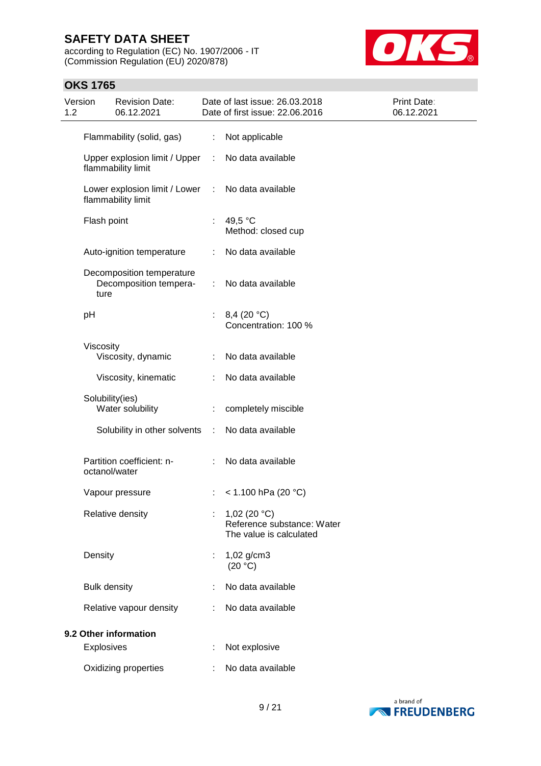| Property | | Value |
|---|---|---|
| Flammability (solid, gas) | : | Not applicable |
| Upper explosion limit / Upper flammability limit | : | No data available |
| Lower explosion limit / Lower flammability limit | : | No data available |
| Flash point | : | 49,5 °C<br>Method: closed cup |
| Auto-ignition temperature | : | No data available |
| Decomposition temperature<br>Decomposition temperature | : | No data available |
| pH | : | 8,4 (20 °C)<br>Concentration: 100 % |
| Viscosity<br>Viscosity, dynamic | : | No data available |
| Viscosity, kinematic | : | No data available |
| Solubility(ies)<br>Water solubility | : | completely miscible |
| Solubility in other solvents | : | No data available |
| Partition coefficient: n-octanol/water | : | No data available |
| Vapour pressure | : | < 1.100 hPa (20 °C) |
| Relative density | : | 1,02 (20 °C)<br>Reference substance: Water<br>The value is calculated |
| Density | : | 1,02 g/cm3<br>(20 °C) |
| Bulk density | : | No data available |
| Relative vapour density | : | No data available |

### 9.2 Other information

| Property | | Value |
|---|---|---|
| Explosives | : | Not explosive |
| Oxidizing properties | : | No data available |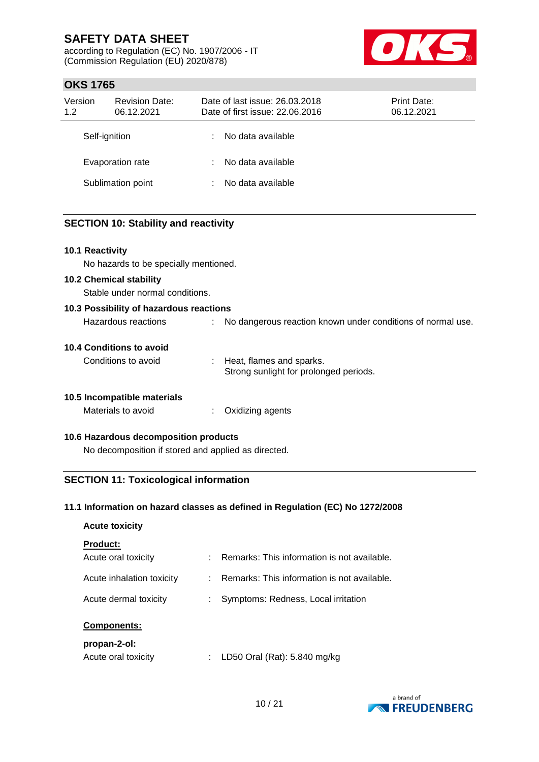| | | |
|---|---|---|
| Self-ignition | : | No data available |
| Evaporation rate | : | No data available |
| Sublimation point | : | No data available |

## SECTION 10: Stability and reactivity

### 10.1 Reactivity

No hazards to be specially mentioned.

### 10.2 Chemical stability

Stable under normal conditions.

### 10.3 Possibility of hazardous reactions

Hazardous reactions : No dangerous reaction known under conditions of normal use.

### 10.4 Conditions to avoid

Conditions to avoid : Heat, flames and sparks.
Strong sunlight for prolonged periods.

### 10.5 Incompatible materials

Materials to avoid : Oxidizing agents

### 10.6 Hazardous decomposition products

No decomposition if stored and applied as directed.

## SECTION 11: Toxicological information

### 11.1 Information on hazard classes as defined in Regulation (EC) No 1272/2008

**Acute toxicity**

**Product:**

| | | |
|---|---|---|
| Acute oral toxicity | : | Remarks: This information is not available. |
| Acute inhalation toxicity | : | Remarks: This information is not available. |
| Acute dermal toxicity | : | Symptoms: Redness, Local irritation |

**Components:**

**propan-2-ol:**

Acute oral toxicity : LD50 Oral (Rat): 5.840 mg/kg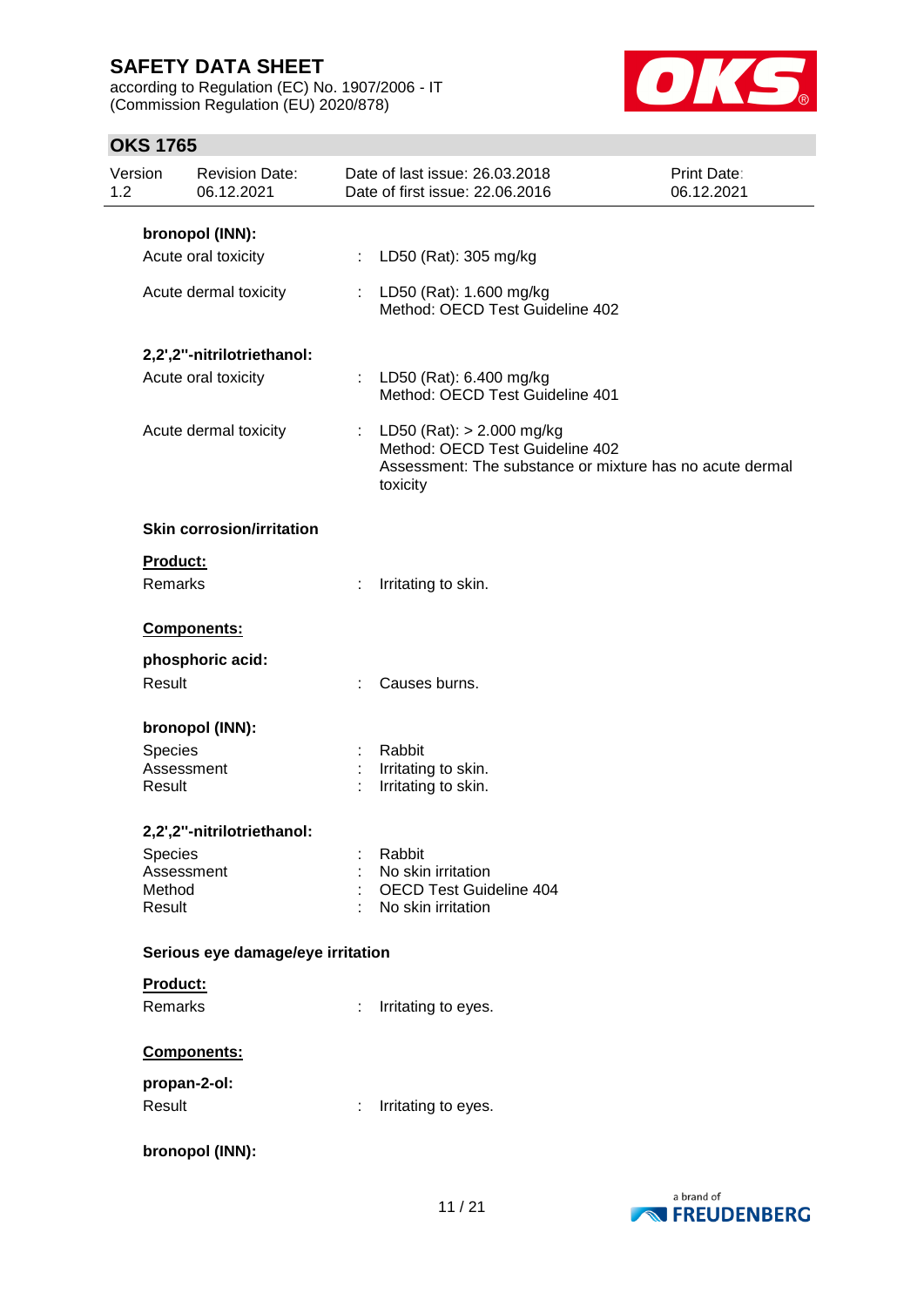**bronopol (INN):**

Acute oral toxicity : LD50 (Rat): 305 mg/kg

Acute dermal toxicity : LD50 (Rat): 1.600 mg/kg
Method: OECD Test Guideline 402

**2,2',2''-nitrilotriethanol:**

Acute oral toxicity : LD50 (Rat): 6.400 mg/kg
Method: OECD Test Guideline 401

Acute dermal toxicity : LD50 (Rat): > 2.000 mg/kg
Method: OECD Test Guideline 402
Assessment: The substance or mixture has no acute dermal toxicity

### Skin corrosion/irritation

**Product:**

Remarks : Irritating to skin.

**Components:**

**phosphoric acid:**

Result : Causes burns.

**bronopol (INN):**

Species : Rabbit
Assessment : Irritating to skin.
Result : Irritating to skin.

**2,2',2''-nitrilotriethanol:**

Species : Rabbit
Assessment : No skin irritation
Method : OECD Test Guideline 404
Result : No skin irritation

### Serious eye damage/eye irritation

**Product:**

Remarks : Irritating to eyes.

**Components:**

**propan-2-ol:**

Result : Irritating to eyes.

**bronopol (INN):**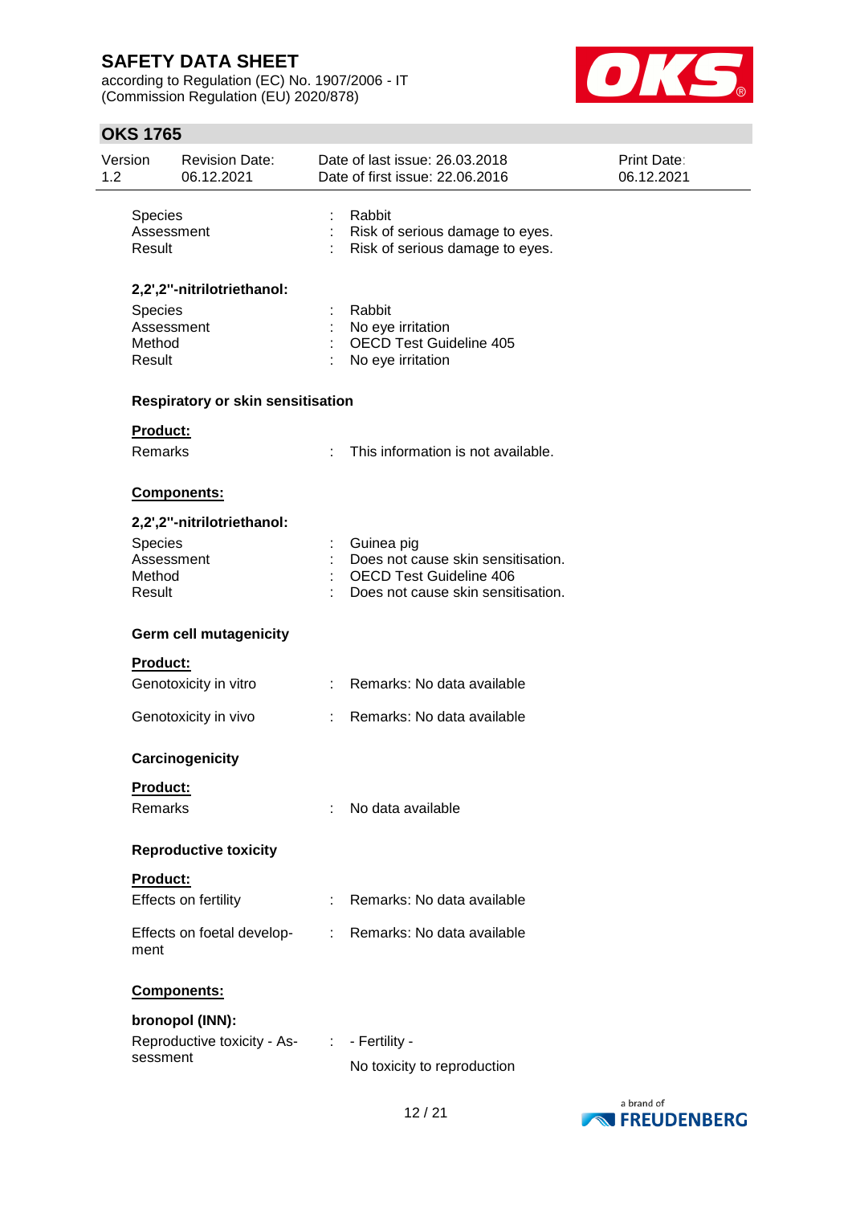| | | |
|---|---|---|
| Species | : | Rabbit |
| Assessment | : | Risk of serious damage to eyes. |
| Result | : | Risk of serious damage to eyes. |

**2,2',2''-nitrilotriethanol:**

| | | |
|---|---|---|
| Species | : | Rabbit |
| Assessment | : | No eye irritation |
| Method | : | OECD Test Guideline 405 |
| Result | : | No eye irritation |

### Respiratory or skin sensitisation

**Product:**

| | | |
|---|---|---|
| Remarks | : | This information is not available. |

**Components:**

**2,2',2''-nitrilotriethanol:**

| | | |
|---|---|---|
| Species | : | Guinea pig |
| Assessment | : | Does not cause skin sensitisation. |
| Method | : | OECD Test Guideline 406 |
| Result | : | Does not cause skin sensitisation. |

### Germ cell mutagenicity

**Product:**

| | | |
|---|---|---|
| Genotoxicity in vitro | : | Remarks: No data available |
| Genotoxicity in vivo | : | Remarks: No data available |

### Carcinogenicity

**Product:**

| | | |
|---|---|---|
| Remarks | : | No data available |

### Reproductive toxicity

**Product:**

| | | |
|---|---|---|
| Effects on fertility | : | Remarks: No data available |
| Effects on foetal development | : | Remarks: No data available |

**Components:**

**bronopol (INN):**

| | | |
|---|---|---|
| Reproductive toxicity - Assessment | : | - Fertility -<br>No toxicity to reproduction |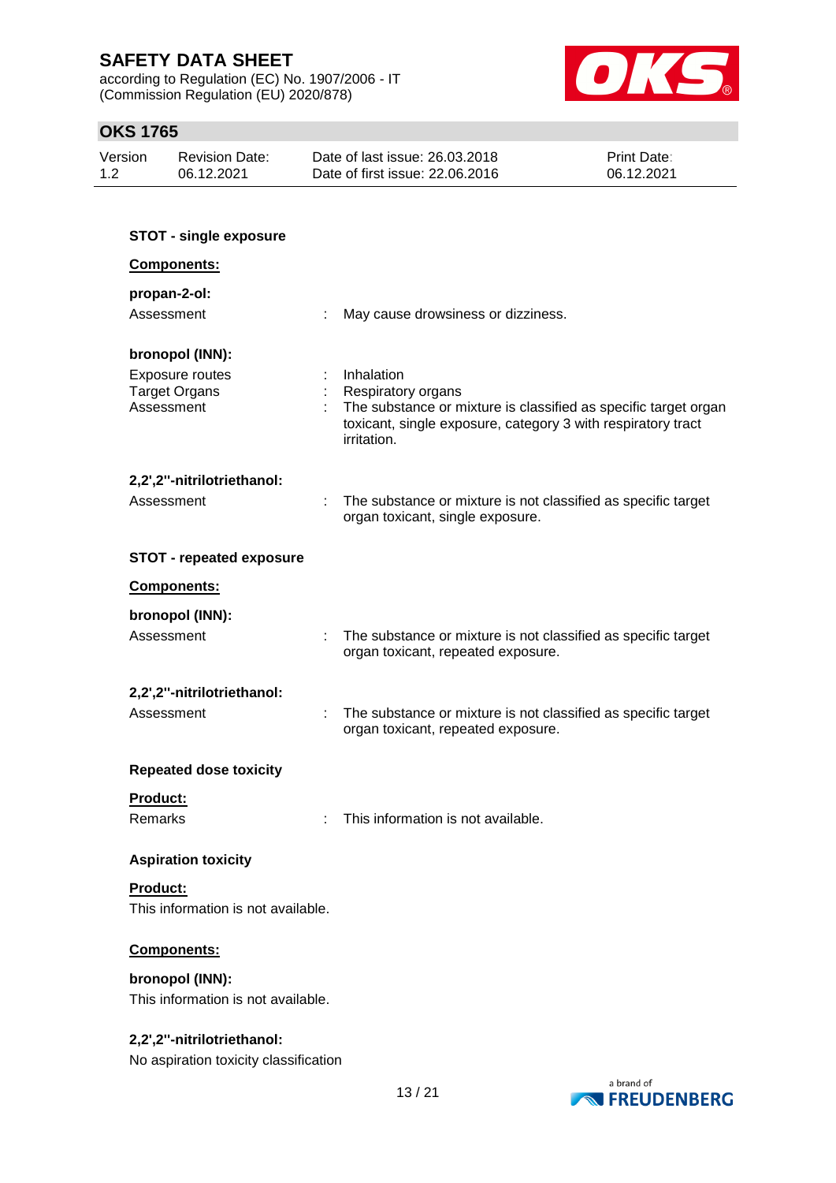**STOT - single exposure**

**Components:**

**propan-2-ol:**

Assessment : May cause drowsiness or dizziness.

**bronopol (INN):**

Exposure routes : Inhalation
Target Organs : Respiratory organs
Assessment : The substance or mixture is classified as specific target organ toxicant, single exposure, category 3 with respiratory tract irritation.

**2,2',2''-nitrilotriethanol:**

Assessment : The substance or mixture is not classified as specific target organ toxicant, single exposure.

**STOT - repeated exposure**

**Components:**

**bronopol (INN):**

Assessment : The substance or mixture is not classified as specific target organ toxicant, repeated exposure.

**2,2',2''-nitrilotriethanol:**

Assessment : The substance or mixture is not classified as specific target organ toxicant, repeated exposure.

**Repeated dose toxicity**

**Product:**

Remarks : This information is not available.

**Aspiration toxicity**

**Product:**

This information is not available.

**Components:**

**bronopol (INN):**

This information is not available.

**2,2',2''-nitrilotriethanol:**

No aspiration toxicity classification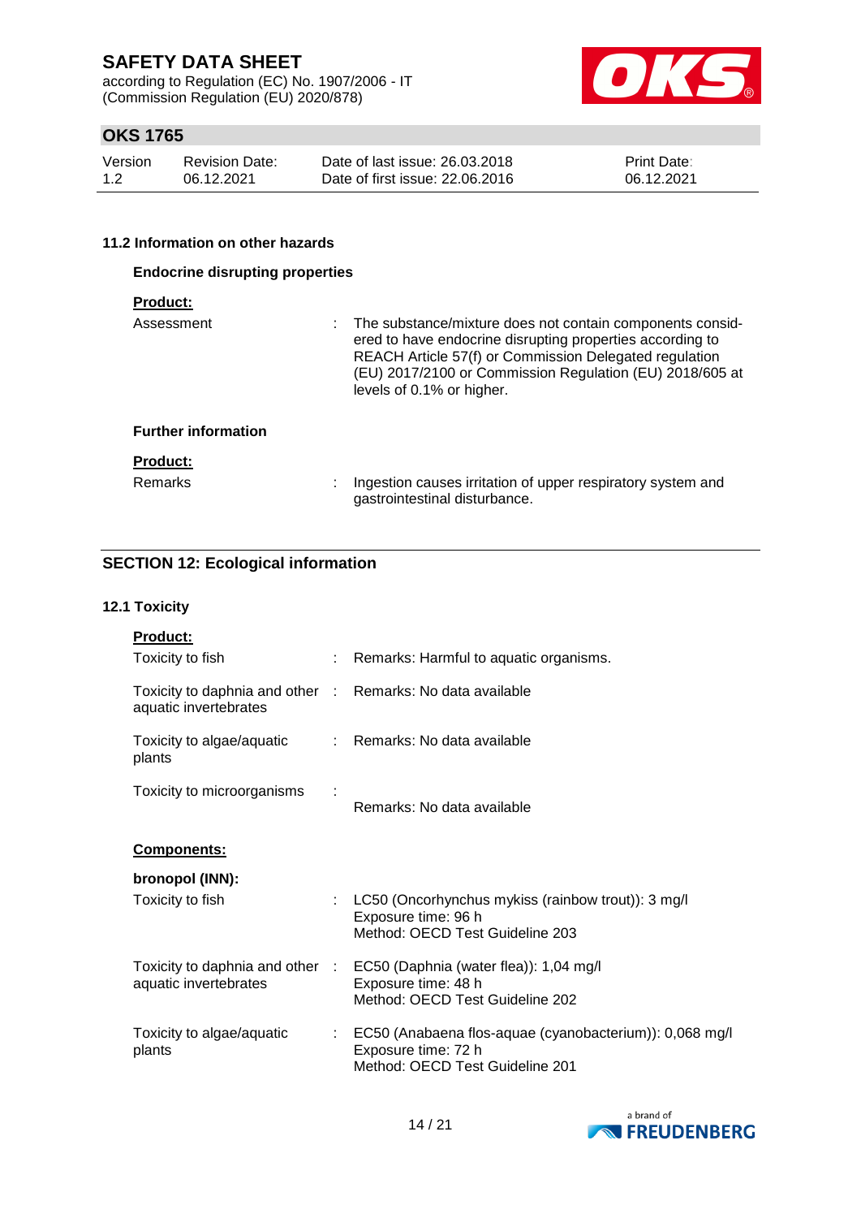### 11.2 Information on other hazards

**Endocrine disrupting properties**

**Product:**

| | |
|---|---|
| Assessment | : The substance/mixture does not contain components considered to have endocrine disrupting properties according to REACH Article 57(f) or Commission Delegated regulation (EU) 2017/2100 or Commission Regulation (EU) 2018/605 at levels of 0.1% or higher. |

**Further information**

**Product:**

| | |
|---|---|
| Remarks | : Ingestion causes irritation of upper respiratory system and gastrointestinal disturbance. |

## SECTION 12: Ecological information

### 12.1 Toxicity

**Product:**

| | |
|---|---|
| Toxicity to fish | : Remarks: Harmful to aquatic organisms. |
| Toxicity to daphnia and other aquatic invertebrates | : Remarks: No data available |
| Toxicity to algae/aquatic plants | : Remarks: No data available |
| Toxicity to microorganisms | : Remarks: No data available |

**Components:**

**bronopol (INN):**

| | |
|---|---|
| Toxicity to fish | : LC50 (Oncorhynchus mykiss (rainbow trout)): 3 mg/l<br>Exposure time: 96 h<br>Method: OECD Test Guideline 203 |
| Toxicity to daphnia and other aquatic invertebrates | : EC50 (Daphnia (water flea)): 1,04 mg/l<br>Exposure time: 48 h<br>Method: OECD Test Guideline 202 |
| Toxicity to algae/aquatic plants | : EC50 (Anabaena flos-aquae (cyanobacterium)): 0,068 mg/l<br>Exposure time: 72 h<br>Method: OECD Test Guideline 201 |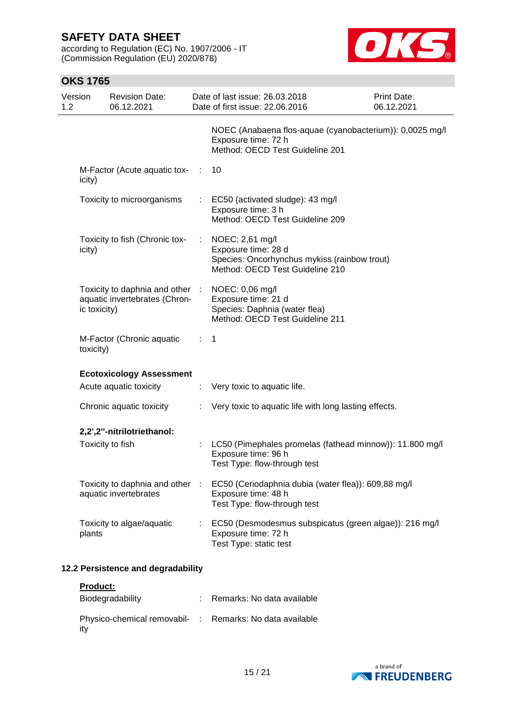NOEC (Anabaena flos-aquae (cyanobacterium)): 0,0025 mg/l
Exposure time: 72 h
Method: OECD Test Guideline 201

| | | |
|---|---|---|
| M-Factor (Acute aquatic toxicity) | : | 10 |
| Toxicity to microorganisms | : | EC50 (activated sludge): 43 mg/l<br>Exposure time: 3 h<br>Method: OECD Test Guideline 209 |
| Toxicity to fish (Chronic toxicity) | : | NOEC: 2,61 mg/l<br>Exposure time: 28 d<br>Species: Oncorhynchus mykiss (rainbow trout)<br>Method: OECD Test Guideline 210 |
| Toxicity to daphnia and other aquatic invertebrates (Chronic toxicity) | : | NOEC: 0,06 mg/l<br>Exposure time: 21 d<br>Species: Daphnia (water flea)<br>Method: OECD Test Guideline 211 |
| M-Factor (Chronic aquatic toxicity) | : | 1 |

**Ecotoxicology Assessment**

| | | |
|---|---|---|
| Acute aquatic toxicity | : | Very toxic to aquatic life. |
| Chronic aquatic toxicity | : | Very toxic to aquatic life with long lasting effects. |

**2,2',2''-nitrilotriethanol:**

| | | |
|---|---|---|
| Toxicity to fish | : | LC50 (Pimephales promelas (fathead minnow)): 11.800 mg/l<br>Exposure time: 96 h<br>Test Type: flow-through test |
| Toxicity to daphnia and other aquatic invertebrates | : | EC50 (Ceriodaphnia dubia (water flea)): 609,88 mg/l<br>Exposure time: 48 h<br>Test Type: flow-through test |
| Toxicity to algae/aquatic plants | : | EC50 (Desmodesmus subspicatus (green algae)): 216 mg/l<br>Exposure time: 72 h<br>Test Type: static test |

### 12.2 Persistence and degradability

**Product:**

| | | |
|---|---|---|
| Biodegradability | : | Remarks: No data available |
| Physico-chemical removability | : | Remarks: No data available |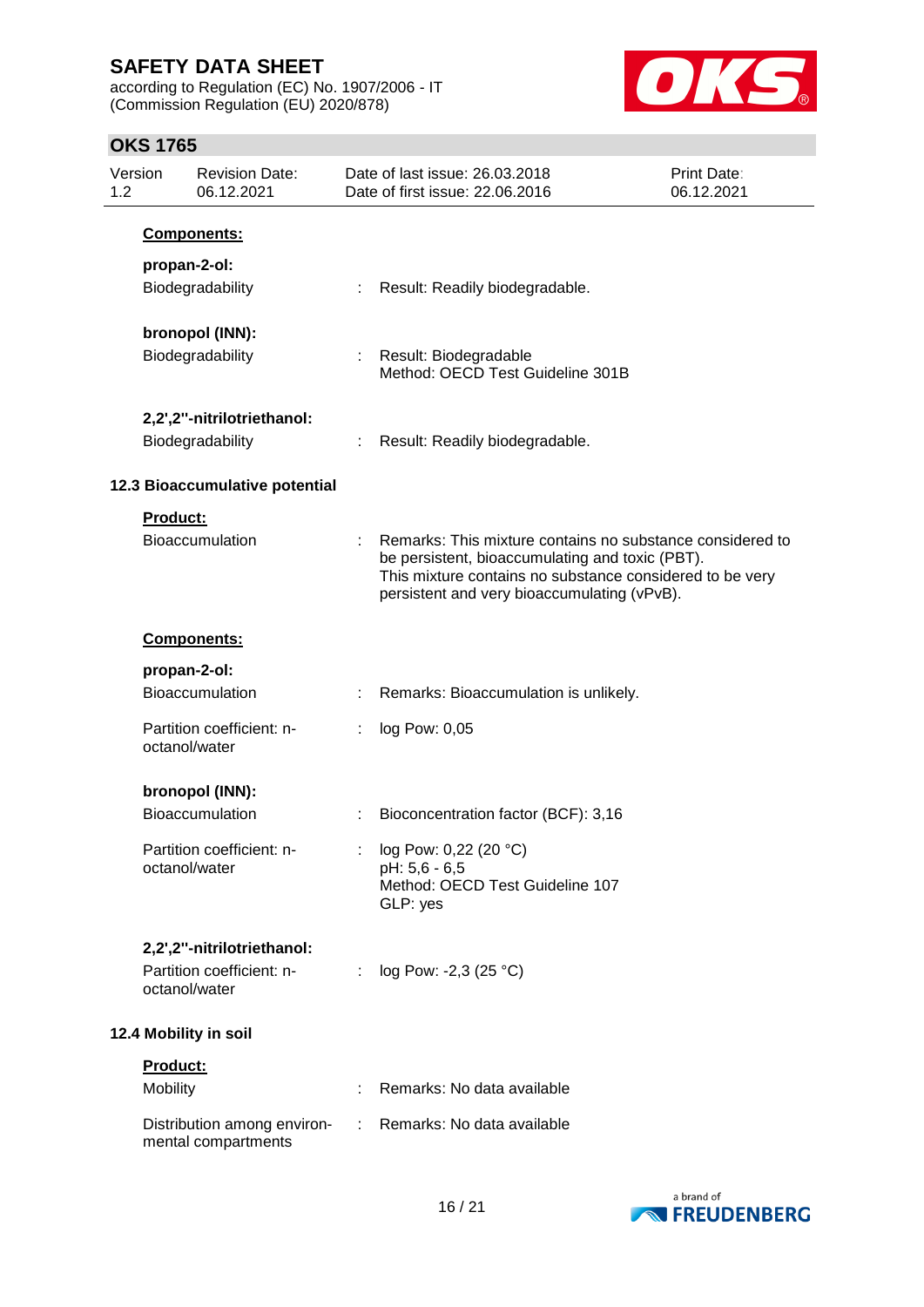**Components:**

**propan-2-ol:**

Biodegradability : Result: Readily biodegradable.

**bronopol (INN):**

Biodegradability : Result: Biodegradable
Method: OECD Test Guideline 301B

**2,2',2''-nitrilotriethanol:**

Biodegradability : Result: Readily biodegradable.

### 12.3 Bioaccumulative potential

**Product:**

Bioaccumulation : Remarks: This mixture contains no substance considered to be persistent, bioaccumulating and toxic (PBT).
This mixture contains no substance considered to be very persistent and very bioaccumulating (vPvB).

**Components:**

**propan-2-ol:**

Bioaccumulation : Remarks: Bioaccumulation is unlikely.

Partition coefficient: n-octanol/water : log Pow: 0,05

**bronopol (INN):**

Bioaccumulation : Bioconcentration factor (BCF): 3,16

Partition coefficient: n-octanol/water : log Pow: 0,22 (20 °C)
pH: 5,6 - 6,5
Method: OECD Test Guideline 107
GLP: yes

**2,2',2''-nitrilotriethanol:**

Partition coefficient: n-octanol/water : log Pow: -2,3 (25 °C)

### 12.4 Mobility in soil

**Product:**

Mobility : Remarks: No data available

Distribution among environmental compartments : Remarks: No data available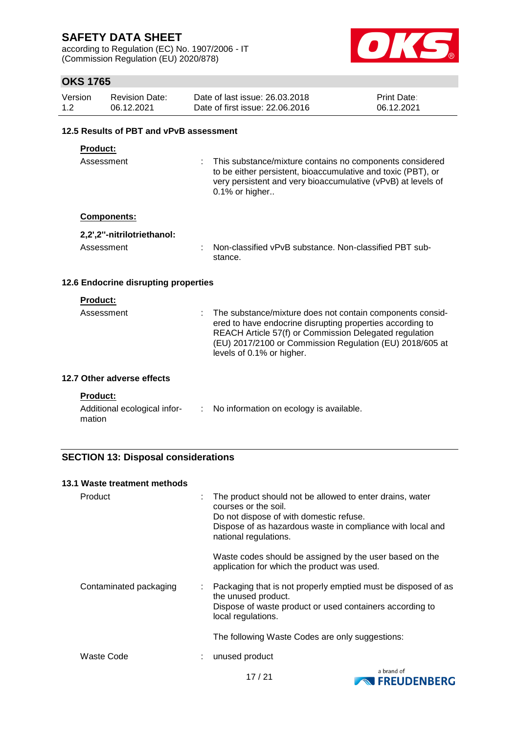### 12.5 Results of PBT and vPvB assessment

**Product:**

| | |
|---|---|
| Assessment | : This substance/mixture contains no components considered to be either persistent, bioaccumulative and toxic (PBT), or very persistent and very bioaccumulative (vPvB) at levels of 0.1% or higher.. |

**Components:**

**2,2',2''-nitrilotriethanol:**

| | |
|---|---|
| Assessment | : Non-classified vPvB substance. Non-classified PBT substance. |

### 12.6 Endocrine disrupting properties

**Product:**

| | |
|---|---|
| Assessment | : The substance/mixture does not contain components considered to have endocrine disrupting properties according to REACH Article 57(f) or Commission Delegated regulation (EU) 2017/2100 or Commission Regulation (EU) 2018/605 at levels of 0.1% or higher. |

### 12.7 Other adverse effects

**Product:**

| | |
|---|---|
| Additional ecological information | : No information on ecology is available. |

## SECTION 13: Disposal considerations

### 13.1 Waste treatment methods

| | |
|---|---|
| Product | : The product should not be allowed to enter drains, water courses or the soil.<br>Do not dispose of with domestic refuse.<br>Dispose of as hazardous waste in compliance with local and national regulations.<br><br>Waste codes should be assigned by the user based on the application for which the product was used. |
| Contaminated packaging | : Packaging that is not properly emptied must be disposed of as the unused product.<br>Dispose of waste product or used containers according to local regulations.<br><br>The following Waste Codes are only suggestions: |
| Waste Code | : unused product |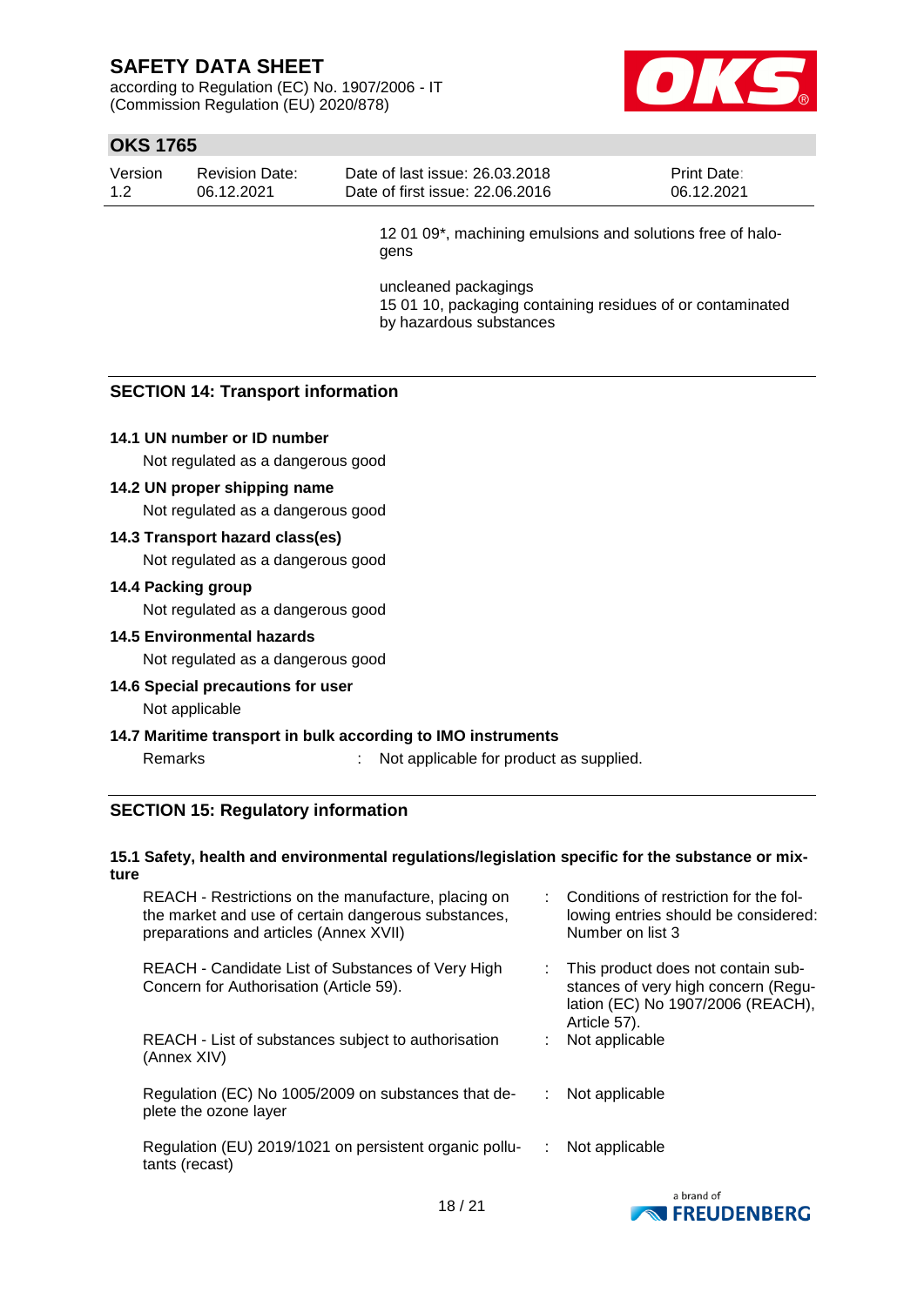12 01 09*, machining emulsions and solutions free of halogens

uncleaned packagings
15 01 10, packaging containing residues of or contaminated by hazardous substances

## SECTION 14: Transport information

### 14.1 UN number or ID number

Not regulated as a dangerous good

### 14.2 UN proper shipping name

Not regulated as a dangerous good

### 14.3 Transport hazard class(es)

Not regulated as a dangerous good

### 14.4 Packing group

Not regulated as a dangerous good

### 14.5 Environmental hazards

Not regulated as a dangerous good

### 14.6 Special precautions for user

Not applicable

### 14.7 Maritime transport in bulk according to IMO instruments

Remarks : Not applicable for product as supplied.

## SECTION 15: Regulatory information

### 15.1 Safety, health and environmental regulations/legislation specific for the substance or mixture

| | | |
|---|---|---|
| REACH - Restrictions on the manufacture, placing on the market and use of certain dangerous substances, preparations and articles (Annex XVII) | : | Conditions of restriction for the following entries should be considered: Number on list 3 |
| REACH - Candidate List of Substances of Very High Concern for Authorisation (Article 59). | : | This product does not contain substances of very high concern (Regulation (EC) No 1907/2006 (REACH), Article 57). |
| REACH - List of substances subject to authorisation (Annex XIV) | : | Not applicable |
| Regulation (EC) No 1005/2009 on substances that deplete the ozone layer | : | Not applicable |
| Regulation (EU) 2019/1021 on persistent organic pollutants (recast) | : | Not applicable |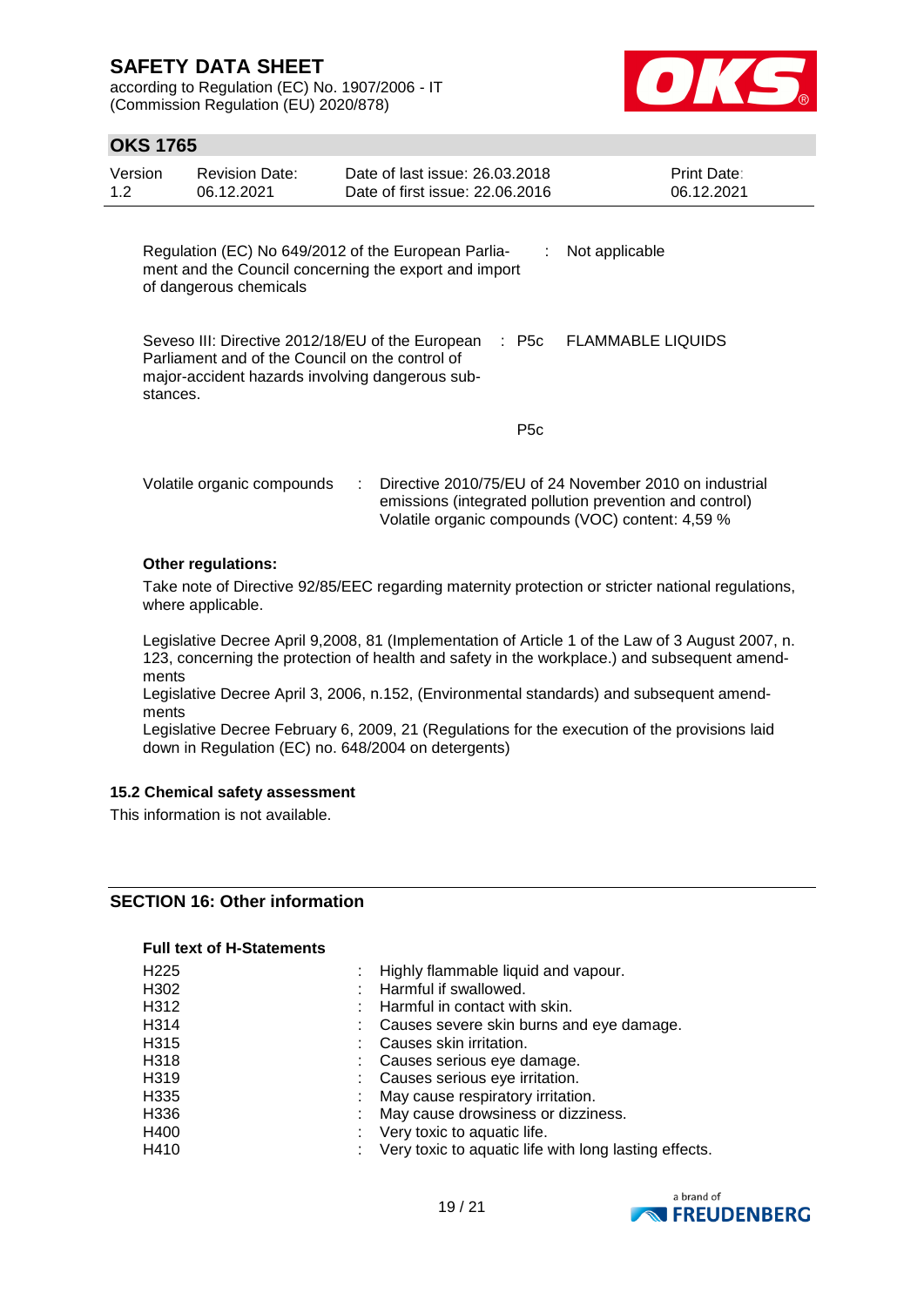| | | |
|---|---|---|
| Regulation (EC) No 649/2012 of the European Parliament and the Council concerning the export and import of dangerous chemicals | : | Not applicable |
| Seveso III: Directive 2012/18/EU of the European Parliament and of the Council on the control of major-accident hazards involving dangerous substances. | : P5c | FLAMMABLE LIQUIDS |
| | P5c | |
| Volatile organic compounds | : | Directive 2010/75/EU of 24 November 2010 on industrial emissions (integrated pollution prevention and control) Volatile organic compounds (VOC) content: 4,59 % |

**Other regulations:**

Take note of Directive 92/85/EEC regarding maternity protection or stricter national regulations, where applicable.

Legislative Decree April 9,2008, 81 (Implementation of Article 1 of the Law of 3 August 2007, n. 123, concerning the protection of health and safety in the workplace.) and subsequent amendments
Legislative Decree April 3, 2006, n.152, (Environmental standards) and subsequent amendments
Legislative Decree February 6, 2009, 21 (Regulations for the execution of the provisions laid down in Regulation (EC) no. 648/2004 on detergents)

### 15.2 Chemical safety assessment

This information is not available.

## SECTION 16: Other information

**Full text of H-Statements**

| | | |
|---|---|---|
| H225 | : | Highly flammable liquid and vapour. |
| H302 | : | Harmful if swallowed. |
| H312 | : | Harmful in contact with skin. |
| H314 | : | Causes severe skin burns and eye damage. |
| H315 | : | Causes skin irritation. |
| H318 | : | Causes serious eye damage. |
| H319 | : | Causes serious eye irritation. |
| H335 | : | May cause respiratory irritation. |
| H336 | : | May cause drowsiness or dizziness. |
| H400 | : | Very toxic to aquatic life. |
| H410 | : | Very toxic to aquatic life with long lasting effects. |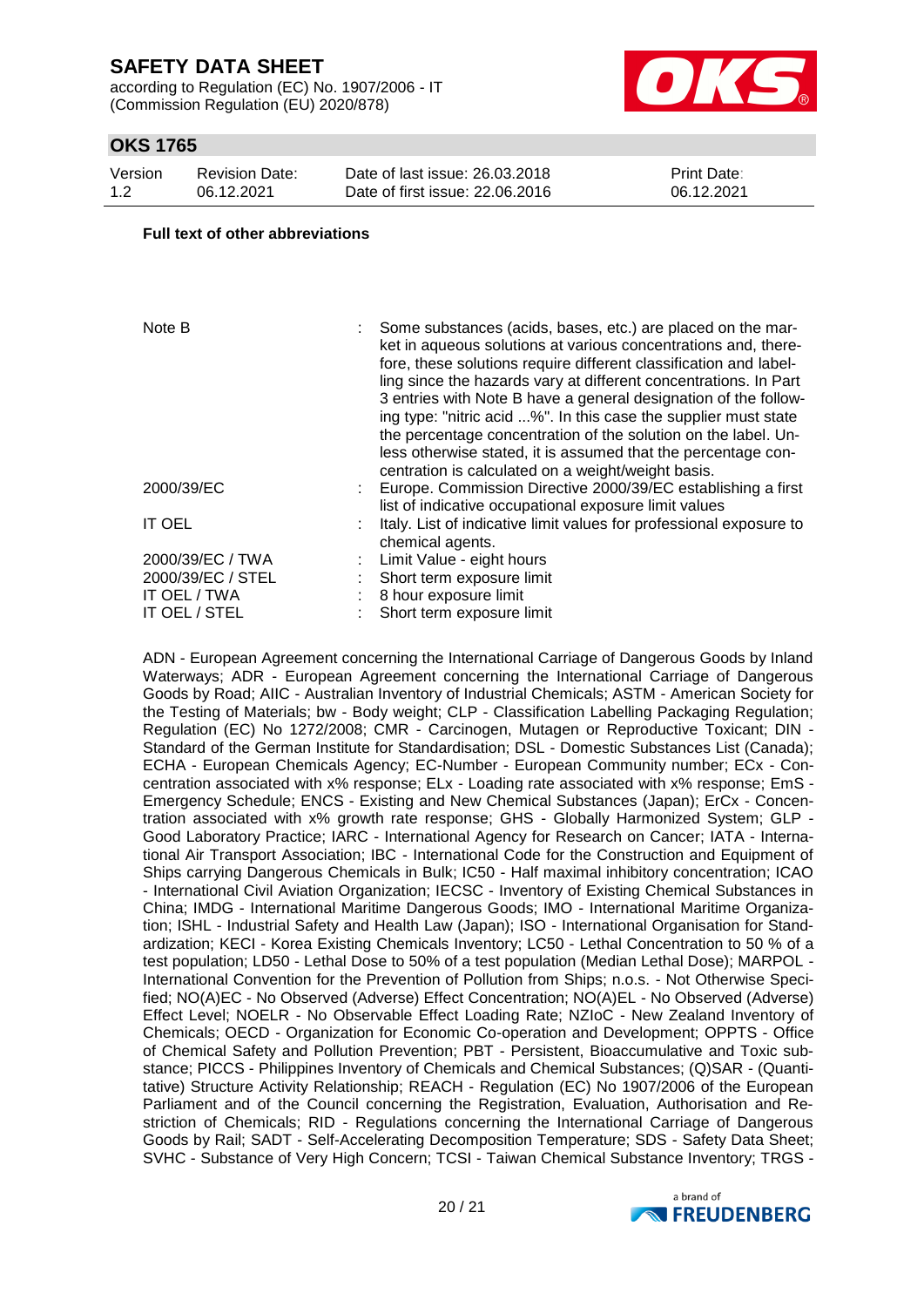**Full text of other abbreviations**

| | | |
|---|---|---|
| Note B | : | Some substances (acids, bases, etc.) are placed on the market in aqueous solutions at various concentrations and, therefore, these solutions require different classification and labelling since the hazards vary at different concentrations. In Part 3 entries with Note B have a general designation of the following type: "nitric acid ...%". In this case the supplier must state the percentage concentration of the solution on the label. Unless otherwise stated, it is assumed that the percentage concentration is calculated on a weight/weight basis. |
| 2000/39/EC | : | Europe. Commission Directive 2000/39/EC establishing a first list of indicative occupational exposure limit values |
| IT OEL | : | Italy. List of indicative limit values for professional exposure to chemical agents. |
| 2000/39/EC / TWA | : | Limit Value - eight hours |
| 2000/39/EC / STEL | : | Short term exposure limit |
| IT OEL / TWA | : | 8 hour exposure limit |
| IT OEL / STEL | : | Short term exposure limit |

ADN - European Agreement concerning the International Carriage of Dangerous Goods by Inland Waterways; ADR - European Agreement concerning the International Carriage of Dangerous Goods by Road; AIIC - Australian Inventory of Industrial Chemicals; ASTM - American Society for the Testing of Materials; bw - Body weight; CLP - Classification Labelling Packaging Regulation; Regulation (EC) No 1272/2008; CMR - Carcinogen, Mutagen or Reproductive Toxicant; DIN - Standard of the German Institute for Standardisation; DSL - Domestic Substances List (Canada); ECHA - European Chemicals Agency; EC-Number - European Community number; ECx - Concentration associated with x% response; ELx - Loading rate associated with x% response; EmS - Emergency Schedule; ENCS - Existing and New Chemical Substances (Japan); ErCx - Concentration associated with x% growth rate response; GHS - Globally Harmonized System; GLP - Good Laboratory Practice; IARC - International Agency for Research on Cancer; IATA - International Air Transport Association; IBC - International Code for the Construction and Equipment of Ships carrying Dangerous Chemicals in Bulk; IC50 - Half maximal inhibitory concentration; ICAO - International Civil Aviation Organization; IECSC - Inventory of Existing Chemical Substances in China; IMDG - International Maritime Dangerous Goods; IMO - International Maritime Organization; ISHL - Industrial Safety and Health Law (Japan); ISO - International Organisation for Standardization; KECI - Korea Existing Chemicals Inventory; LC50 - Lethal Concentration to 50 % of a test population; LD50 - Lethal Dose to 50% of a test population (Median Lethal Dose); MARPOL - International Convention for the Prevention of Pollution from Ships; n.o.s. - Not Otherwise Specified; NO(A)EC - No Observed (Adverse) Effect Concentration; NO(A)EL - No Observed (Adverse) Effect Level; NOELR - No Observable Effect Loading Rate; NZIoC - New Zealand Inventory of Chemicals; OECD - Organization for Economic Co-operation and Development; OPPTS - Office of Chemical Safety and Pollution Prevention; PBT - Persistent, Bioaccumulative and Toxic substance; PICCS - Philippines Inventory of Chemicals and Chemical Substances; (Q)SAR - (Quantitative) Structure Activity Relationship; REACH - Regulation (EC) No 1907/2006 of the European Parliament and of the Council concerning the Registration, Evaluation, Authorisation and Restriction of Chemicals; RID - Regulations concerning the International Carriage of Dangerous Goods by Rail; SADT - Self-Accelerating Decomposition Temperature; SDS - Safety Data Sheet; SVHC - Substance of Very High Concern; TCSI - Taiwan Chemical Substance Inventory; TRGS -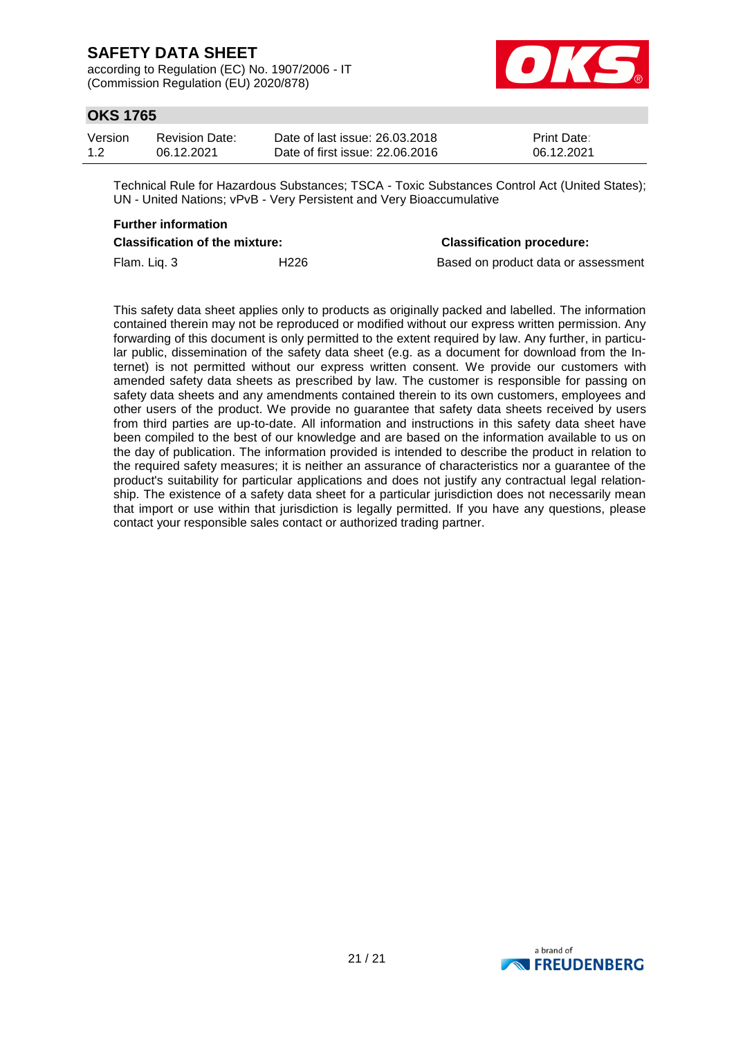Technical Rule for Hazardous Substances; TSCA - Toxic Substances Control Act (United States); UN - United Nations; vPvB - Very Persistent and Very Bioaccumulative

**Further information**

| **Classification of the mixture:** | | **Classification procedure:** |
| --- | --- | --- |
| Flam. Liq. 3 | H226 | Based on product data or assessment |

This safety data sheet applies only to products as originally packed and labelled. The information contained therein may not be reproduced or modified without our express written permission. Any forwarding of this document is only permitted to the extent required by law. Any further, in particular public, dissemination of the safety data sheet (e.g. as a document for download from the Internet) is not permitted without our express written consent. We provide our customers with amended safety data sheets as prescribed by law. The customer is responsible for passing on safety data sheets and any amendments contained therein to its own customers, employees and other users of the product. We provide no guarantee that safety data sheets received by users from third parties are up-to-date. All information and instructions in this safety data sheet have been compiled to the best of our knowledge and are based on the information available to us on the day of publication. The information provided is intended to describe the product in relation to the required safety measures; it is neither an assurance of characteristics nor a guarantee of the product's suitability for particular applications and does not justify any contractual legal relationship. The existence of a safety data sheet for a particular jurisdiction does not necessarily mean that import or use within that jurisdiction is legally permitted. If you have any questions, please contact your responsible sales contact or authorized trading partner.